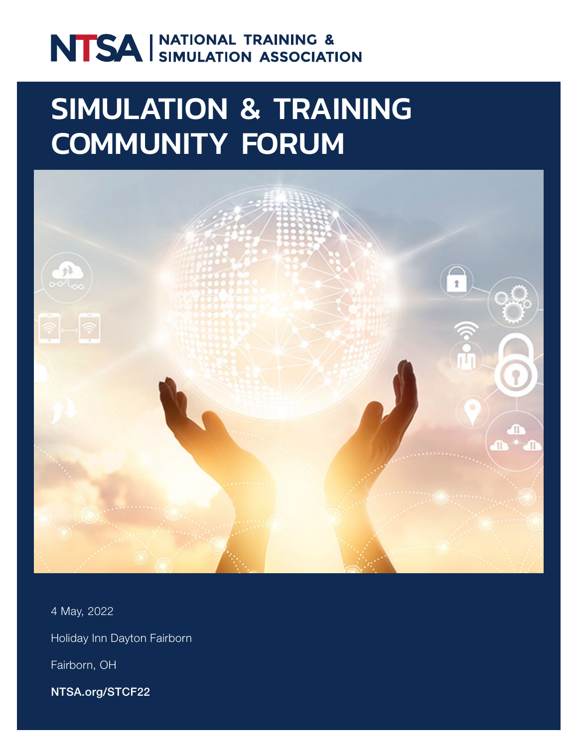NTSA | NATIONAL TRAINING & SIMULATION ASSOCIATION

# SIMULATION & TRAINING COMMUNITY FORUM

4 May, 2022

Holiday Inn Dayton Fairborn

Fairborn, OH

**NTSA.org/STCF22**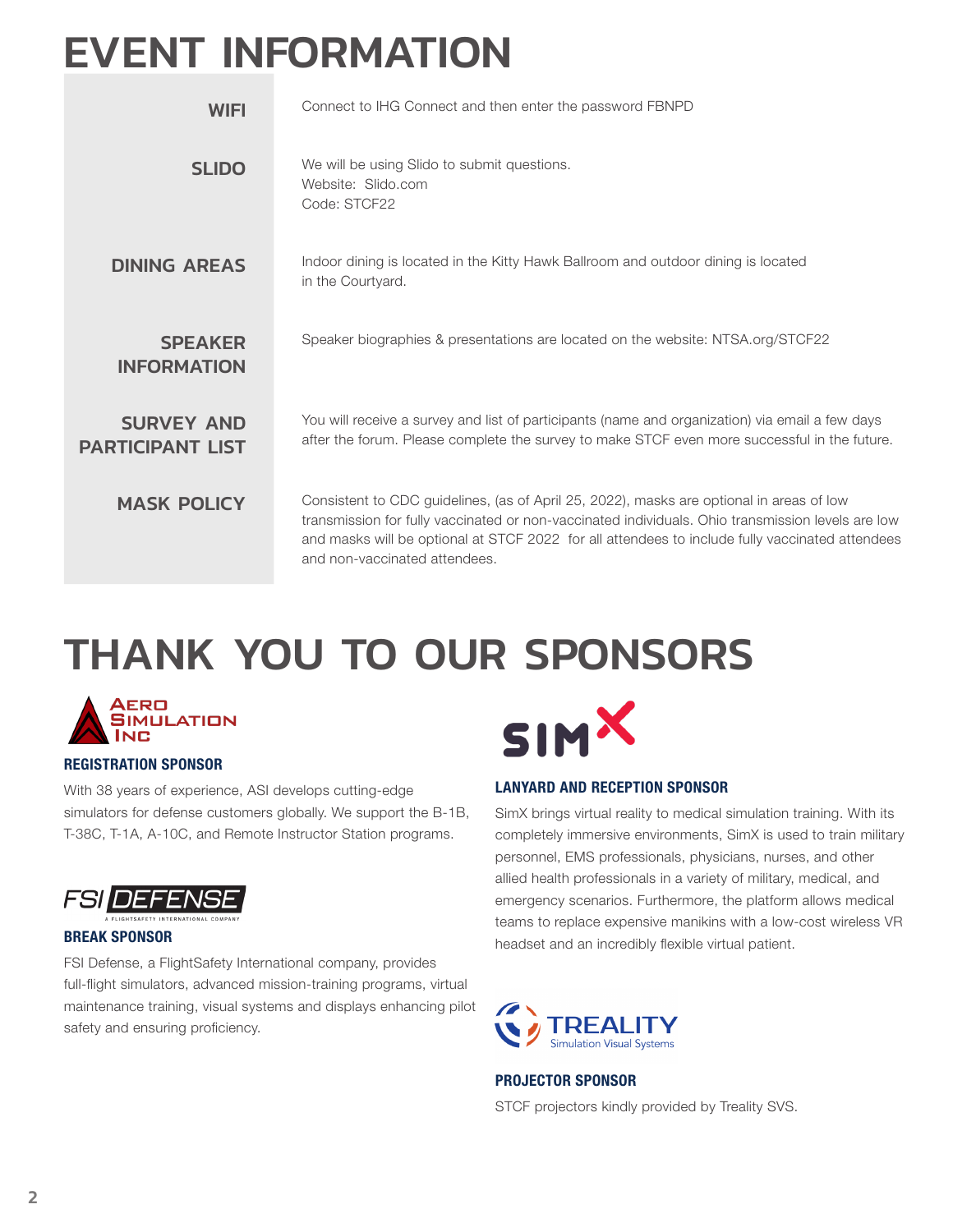# EVENT INFORMATION

| | |
|---|---|
| **WIFI** | Connect to IHG Connect and then enter the password FBNPD |
| **SLIDO** | We will be using Slido to submit questions.<br>Website: Slido.com<br>Code: STCF22 |
| **DINING AREAS** | Indoor dining is located in the Kitty Hawk Ballroom and outdoor dining is located in the Courtyard. |
| **SPEAKER INFORMATION** | Speaker biographies & presentations are located on the website: NTSA.org/STCF22 |
| **SURVEY AND PARTICIPANT LIST** | You will receive a survey and list of participants (name and organization) via email a few days after the forum. Please complete the survey to make STCF even more successful in the future. |
| **MASK POLICY** | Consistent to CDC guidelines, (as of April 25, 2022), masks are optional in areas of low transmission for fully vaccinated or non-vaccinated individuals. Ohio transmission levels are low and masks will be optional at STCF 2022 for all attendees to include fully vaccinated attendees and non-vaccinated attendees. |

# THANK YOU TO OUR SPONSORS

AERO SIMULATION INC

### REGISTRATION SPONSOR

With 38 years of experience, ASI develops cutting-edge simulators for defense customers globally. We support the B-1B, T-38C, T-1A, A-10C, and Remote Instructor Station programs.

FSI DEFENSE
A FLIGHTSAFETY INTERNATIONAL COMPANY

### BREAK SPONSOR

FSI Defense, a FlightSafety International company, provides full-flight simulators, advanced mission-training programs, virtual maintenance training, visual systems and displays enhancing pilot safety and ensuring proficiency.

SIMX

### LANYARD AND RECEPTION SPONSOR

SimX brings virtual reality to medical simulation training. With its completely immersive environments, SimX is used to train military personnel, EMS professionals, physicians, nurses, and other allied health professionals in a variety of military, medical, and emergency scenarios. Furthermore, the platform allows medical teams to replace expensive manikins with a low-cost wireless VR headset and an incredibly flexible virtual patient.

TREALITY
Simulation Visual Systems

### PROJECTOR SPONSOR

STCF projectors kindly provided by Treality SVS.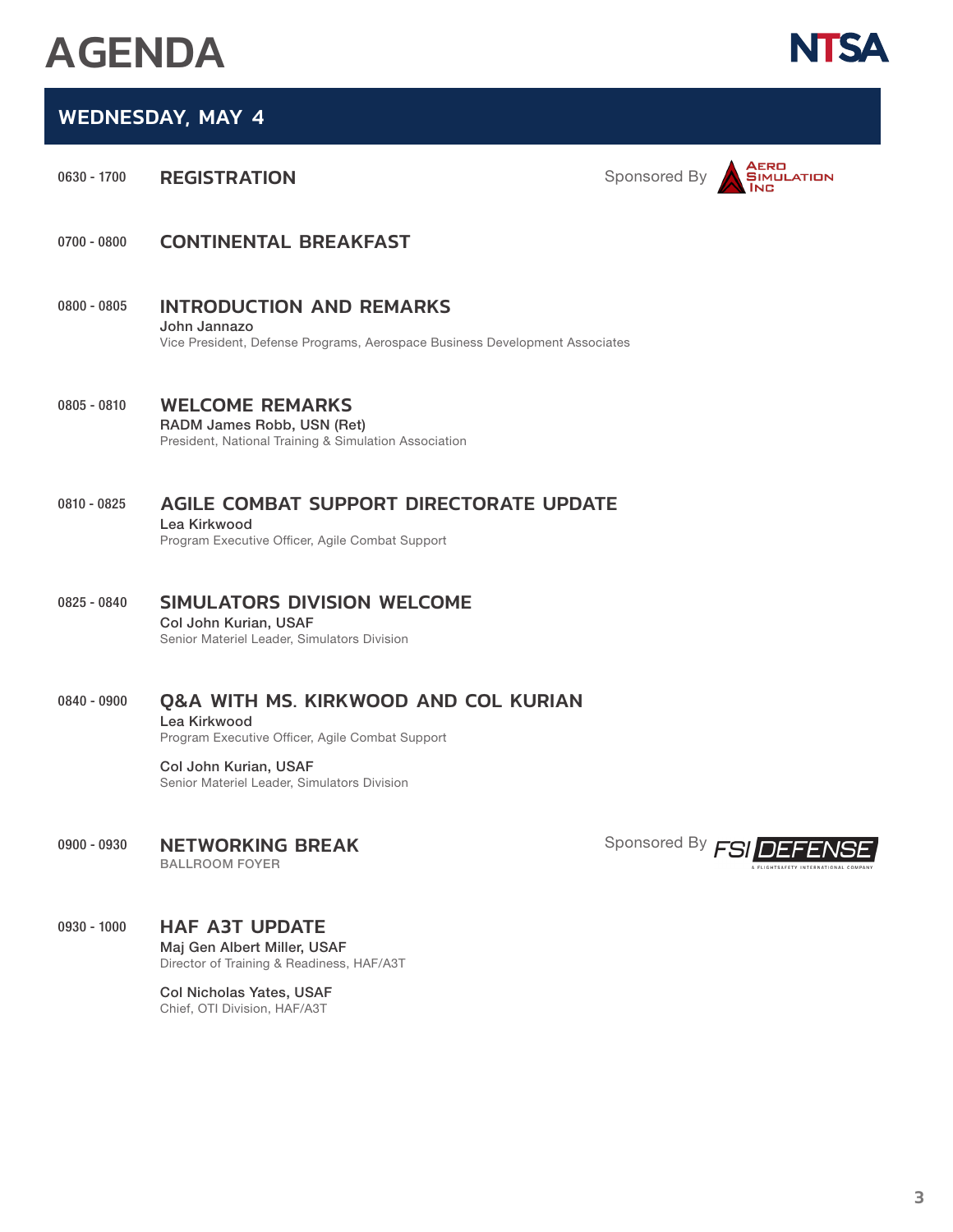# AGENDA

## WEDNESDAY, MAY 4

**0630 - 1700** **REGISTRATION**
Sponsored By Aero Simulation Inc

**0700 - 0800** **CONTINENTAL BREAKFAST**

**0800 - 0805** **INTRODUCTION AND REMARKS**
John Jannazo
Vice President, Defense Programs, Aerospace Business Development Associates

**0805 - 0810** **WELCOME REMARKS**
RADM James Robb, USN (Ret)
President, National Training & Simulation Association

**0810 - 0825** **AGILE COMBAT SUPPORT DIRECTORATE UPDATE**
Lea Kirkwood
Program Executive Officer, Agile Combat Support

**0825 - 0840** **SIMULATORS DIVISION WELCOME**
Col John Kurian, USAF
Senior Materiel Leader, Simulators Division

**0840 - 0900** **Q&A WITH MS. KIRKWOOD AND COL KURIAN**
Lea Kirkwood
Program Executive Officer, Agile Combat Support

Col John Kurian, USAF
Senior Materiel Leader, Simulators Division

**0900 - 0930** **NETWORKING BREAK**
BALLROOM FOYER
Sponsored By FSI DEFENSE — A FlightSafety International Company

**0930 - 1000** **HAF A3T UPDATE**
Maj Gen Albert Miller, USAF
Director of Training & Readiness, HAF/A3T

Col Nicholas Yates, USAF
Chief, OTI Division, HAF/A3T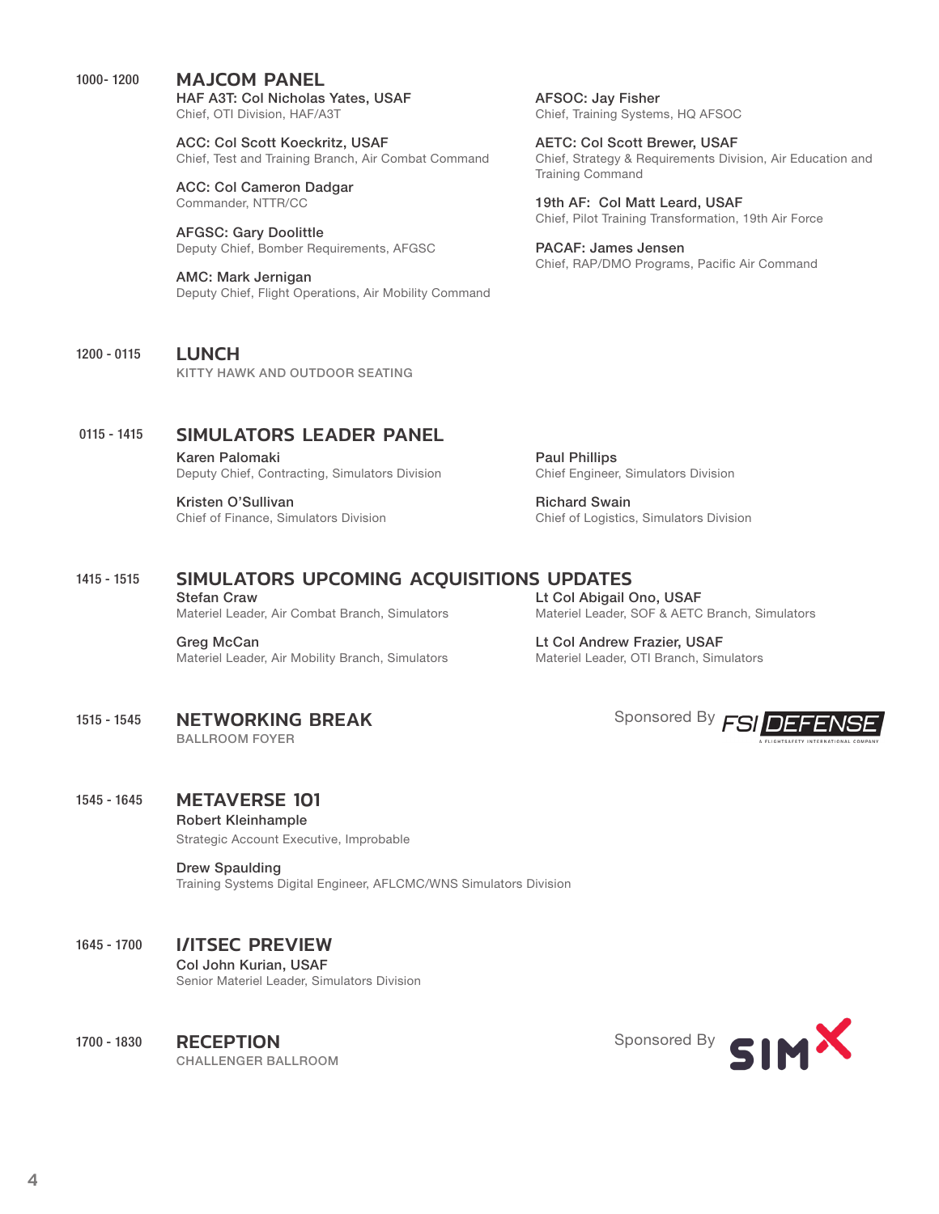**1000- 1200**

## MAJCOM PANEL

**HAF A3T: Col Nicholas Yates, USAF**
Chief, OTI Division, HAF/A3T

**ACC: Col Scott Koeckritz, USAF**
Chief, Test and Training Branch, Air Combat Command

**ACC: Col Cameron Dadgar**
Commander, NTTR/CC

**AFGSC: Gary Doolittle**
Deputy Chief, Bomber Requirements, AFGSC

**AMC: Mark Jernigan**
Deputy Chief, Flight Operations, Air Mobility Command

**AFSOC: Jay Fisher**
Chief, Training Systems, HQ AFSOC

**AETC: Col Scott Brewer, USAF**
Chief, Strategy & Requirements Division, Air Education and Training Command

**19th AF: Col Matt Leard, USAF**
Chief, Pilot Training Transformation, 19th Air Force

**PACAF: James Jensen**
Chief, RAP/DMO Programs, Pacific Air Command

**1200 - 0115**

## LUNCH

KITTY HAWK AND OUTDOOR SEATING

**0115 - 1415**

## SIMULATORS LEADER PANEL

**Karen Palomaki**
Deputy Chief, Contracting, Simulators Division

**Kristen O'Sullivan**
Chief of Finance, Simulators Division

**Paul Phillips**
Chief Engineer, Simulators Division

**Richard Swain**
Chief of Logistics, Simulators Division

**1415 - 1515**

## SIMULATORS UPCOMING ACQUISITIONS UPDATES

**Stefan Craw**
Materiel Leader, Air Combat Branch, Simulators

**Greg McCan**
Materiel Leader, Air Mobility Branch, Simulators

**Lt Col Abigail Ono, USAF**
Materiel Leader, SOF & AETC Branch, Simulators

**Lt Col Andrew Frazier, USAF**
Materiel Leader, OTI Branch, Simulators

**1515 - 1545**

## NETWORKING BREAK

BALLROOM FOYER

Sponsored By FSI DEFENSE – A FLIGHTSAFETY INTERNATIONAL COMPANY

**1545 - 1645**

## METAVERSE 101

**Robert Kleinhample**
Strategic Account Executive, Improbable

**Drew Spaulding**
Training Systems Digital Engineer, AFLCMC/WNS Simulators Division

**1645 - 1700**

## I/ITSEC PREVIEW

**Col John Kurian, USAF**
Senior Materiel Leader, Simulators Division

**1700 - 1830**

## RECEPTION

CHALLENGER BALLROOM

Sponsored By SIMX